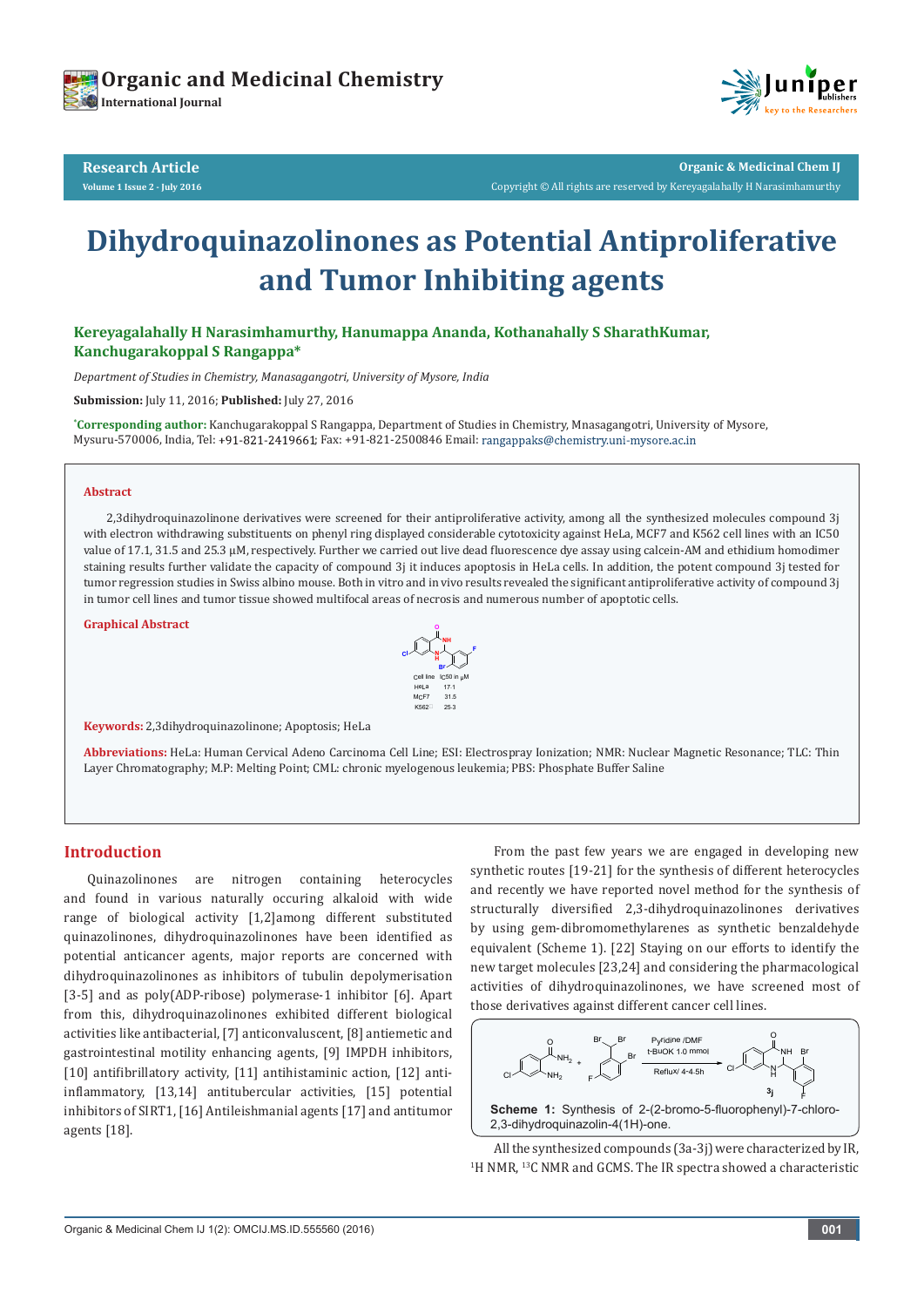Research Article

# Dihydroquinazolinones as Potential Antiproliferative and Tumor Inhibiting agents

**Kereyagalahally H Narasimhamurthy, Hanumappa Ananda, Kothanahally S SharathKumar, Kanchugarakoppal S Rangappa***

*Department of Studies in Chemistry, Manasagangotri, University of Mysore, India*

**Submission:** July 11, 2016; **Published:** July 27, 2016

***Corresponding author:** Kanchugarakoppal S Rangappa, Department of Studies in Chemistry, Mnasagangotri, University of Mysore, Mysuru-570006, India, Tel: +91-821-2419661; Fax: +91-821-2500846 Email: rangappaks@chemistry.uni-mysore.ac.in

## Abstract

2,3dihydroquinazolinone derivatives were screened for their antiproliferative activity, among all the synthesized molecules compound 3j with electron withdrawing substituents on phenyl ring displayed considerable cytotoxicity against HeLa, MCF7 and K562 cell lines with an IC50 value of 17.1, 31.5 and 25.3 µM, respectively. Further we carried out live dead fluorescence dye assay using calcein-AM and ethidium homodimer staining results further validate the capacity of compound 3j it induces apoptosis in HeLa cells. In addition, the potent compound 3j tested for tumor regression studies in Swiss albino mouse. Both in vitro and in vivo results revealed the significant antiproliferative activity of compound 3j in tumor cell lines and tumor tissue showed multifocal areas of necrosis and numerous number of apoptotic cells.

**Graphical Abstract**

| Cell line | IC50 in µM |
|---|---|
| HeLa | 17.1 |
| MCF7 | 31.5 |
| K562 | 25.3 |

**Keywords:** 2,3dihydroquinazolinone; Apoptosis; HeLa

**Abbreviations:** HeLa: Human Cervical Adeno Carcinoma Cell Line; ESI: Electrospray Ionization; NMR: Nuclear Magnetic Resonance; TLC: Thin Layer Chromatography; M.P: Melting Point; CML: chronic myelogenous leukemia; PBS: Phosphate Buffer Saline

## Introduction

Quinazolinones are nitrogen containing heterocycles and found in various naturally occuring alkaloid with wide range of biological activity [1,2]among different substituted quinazolinones, dihydroquinazolinones have been identified as potential anticancer agents, major reports are concerned with dihydroquinazolinones as inhibitors of tubulin depolymerisation [3-5] and as poly(ADP-ribose) polymerase-1 inhibitor [6]. Apart from this, dihydroquinazolinones exhibited different biological activities like antibacterial, [7] anticonvaluscent, [8] antiemetic and gastrointestinal motility enhancing agents, [9] IMPDH inhibitors, [10] antifibrillatory activity, [11] antihistaminic action, [12] anti-inflammatory, [13,14] antitubercular activities, [15] potential inhibitors of SIRT1, [16] Antileishmanial agents [17] and antitumor agents [18].

From the past few years we are engaged in developing new synthetic routes [19-21] for the synthesis of different heterocycles and recently we have reported novel method for the synthesis of structurally diversified 2,3-dihydroquinazolinones derivatives by using gem-dibromomethylarenes as synthetic benzaldehyde equivalent (Scheme 1). [22] Staying on our efforts to identify the new target molecules [23,24] and considering the pharmacological activities of dihydroquinazolinones, we have screened most of those derivatives against different cancer cell lines.

Pyridine /DMF, t-BuOK 1.0 mmol, Reflux/ 4-4.5h

**Scheme 1:** Synthesis of 2-(2-bromo-5-fluorophenyl)-7-chloro-2,3-dihydroquinazolin-4(1H)-one.

All the synthesized compounds (3a-3j) were characterized by IR, $^1$H NMR, $^{13}$C NMR and GCMS. The IR spectra showed a characteristic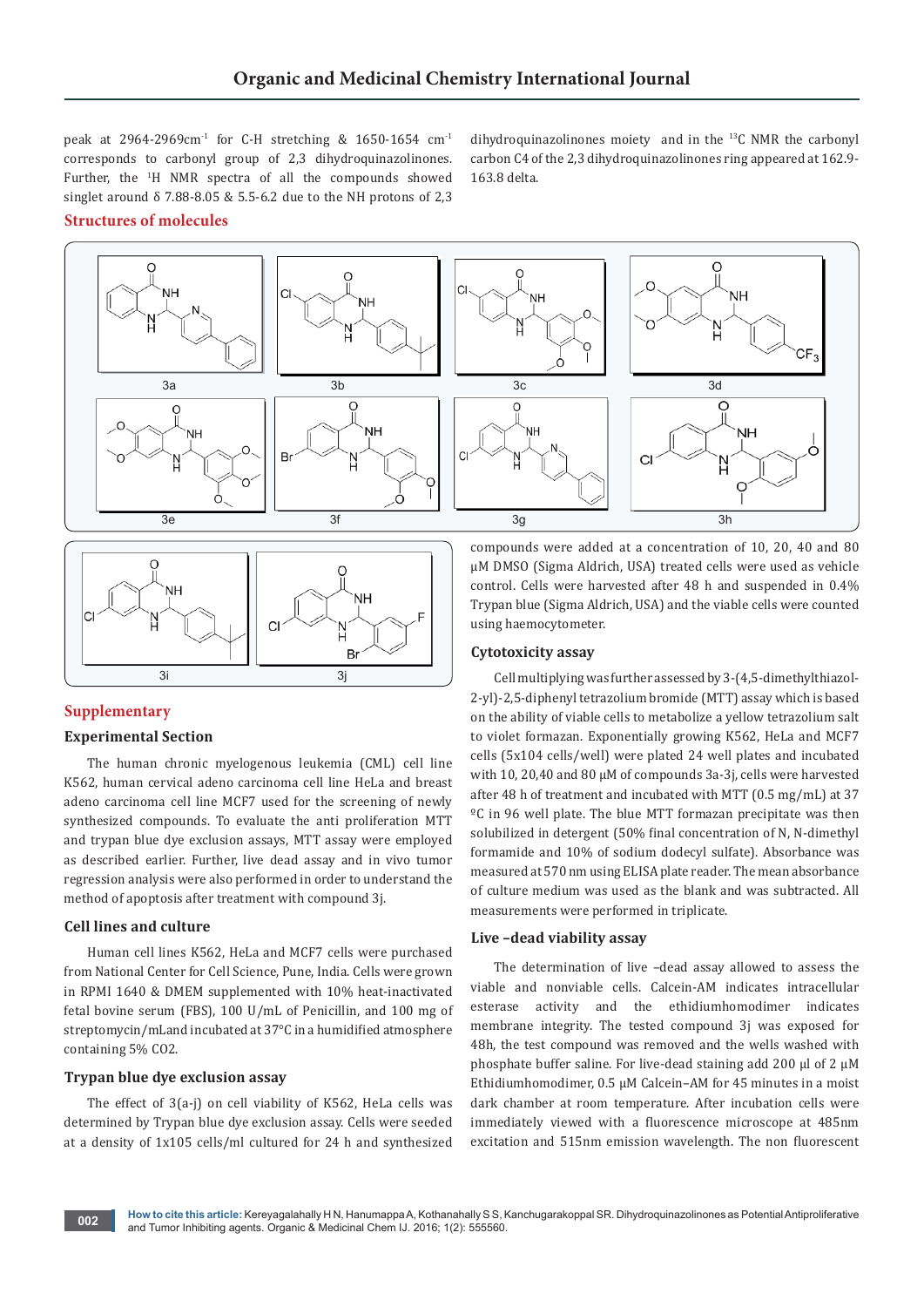peak at 2964-2969cm$^{-1}$ for C-H stretching & 1650-1654 cm$^{-1}$ corresponds to carbonyl group of 2,3 dihydroquinazolinones. Further, the $^{1}$H NMR spectra of all the compounds showed singlet around δ 7.88-8.05 & 5.5-6.2 due to the NH protons of 2,3 dihydroquinazolinones moiety and in the $^{13}$C NMR the carbonyl carbon C4 of the 2,3 dihydroquinazolinones ring appeared at 162.9-163.8 delta.

## Structures of molecules

3a 3b 3c 3d

3e 3f 3g 3h

3i 3j

## Supplementary

### Experimental Section

The human chronic myelogenous leukemia (CML) cell line K562, human cervical adeno carcinoma cell line HeLa and breast adeno carcinoma cell line MCF7 used for the screening of newly synthesized compounds. To evaluate the anti proliferation MTT and trypan blue dye exclusion assays, MTT assay were employed as described earlier. Further, live dead assay and in vivo tumor regression analysis were also performed in order to understand the method of apoptosis after treatment with compound 3j.

### Cell lines and culture

Human cell lines K562, HeLa and MCF7 cells were purchased from National Center for Cell Science, Pune, India. Cells were grown in RPMI 1640 & DMEM supplemented with 10% heat-inactivated fetal bovine serum (FBS), 100 U/mL of Penicillin, and 100 mg of streptomycin/mLand incubated at 37°C in a humidified atmosphere containing 5% CO2.

### Trypan blue dye exclusion assay

The effect of 3(a-j) on cell viability of K562, HeLa cells was determined by Trypan blue dye exclusion assay. Cells were seeded at a density of 1x105 cells/ml cultured for 24 h and synthesized compounds were added at a concentration of 10, 20, 40 and 80 μM DMSO (Sigma Aldrich, USA) treated cells were used as vehicle control. Cells were harvested after 48 h and suspended in 0.4% Trypan blue (Sigma Aldrich, USA) and the viable cells were counted using haemocytometer.

### Cytotoxicity assay

Cell multiplying was further assessed by 3-(4,5-dimethylthiazol-2-yl)-2,5-diphenyl tetrazolium bromide (MTT) assay which is based on the ability of viable cells to metabolize a yellow tetrazolium salt to violet formazan. Exponentially growing K562, HeLa and MCF7 cells (5x104 cells/well) were plated 24 well plates and incubated with 10, 20,40 and 80 μM of compounds 3a-3j, cells were harvested after 48 h of treatment and incubated with MTT (0.5 mg/mL) at 37 ºC in 96 well plate. The blue MTT formazan precipitate was then solubilized in detergent (50% final concentration of N, N-dimethyl formamide and 10% of sodium dodecyl sulfate). Absorbance was measured at 570 nm using ELISA plate reader. The mean absorbance of culture medium was used as the blank and was subtracted. All measurements were performed in triplicate.

### Live –dead viability assay

The determination of live –dead assay allowed to assess the viable and nonviable cells. Calcein-AM indicates intracellular esterase activity and the ethidiumhomodimer indicates membrane integrity. The tested compound 3j was exposed for 48h, the test compound was removed and the wells washed with phosphate buffer saline. For live-dead staining add 200 μl of 2 μM Ethidiumhomodimer, 0.5 μM Calcein–AM for 45 minutes in a moist dark chamber at room temperature. After incubation cells were immediately viewed with a fluorescence microscope at 485nm excitation and 515nm emission wavelength. The non fluorescent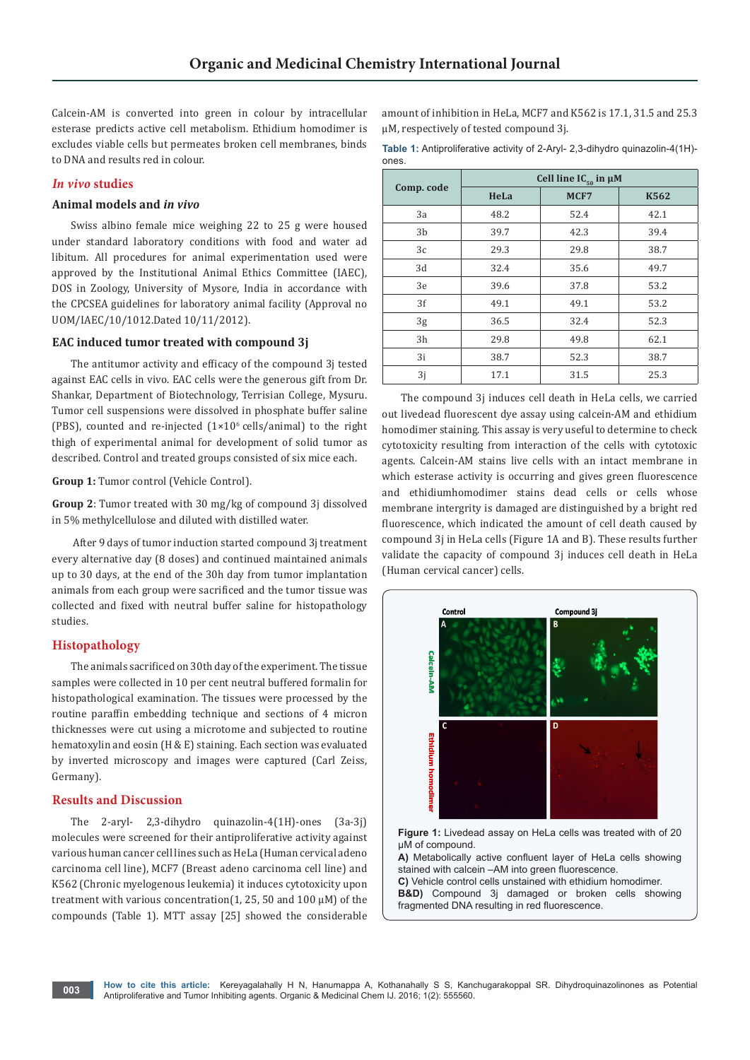Calcein-AM is converted into green in colour by intracellular esterase predicts active cell metabolism. Ethidium homodimer is excludes viable cells but permeates broken cell membranes, binds to DNA and results red in colour.

## *In vivo* studies

### Animal models and *in vivo*

Swiss albino female mice weighing 22 to 25 g were housed under standard laboratory conditions with food and water ad libitum. All procedures for animal experimentation used were approved by the Institutional Animal Ethics Committee (IAEC), DOS in Zoology, University of Mysore, India in accordance with the CPCSEA guidelines for laboratory animal facility (Approval no UOM/IAEC/10/1012.Dated 10/11/2012).

### EAC induced tumor treated with compound 3j

The antitumor activity and efficacy of the compound 3j tested against EAC cells in vivo. EAC cells were the generous gift from Dr. Shankar, Department of Biotechnology, Terrisian College, Mysuru. Tumor cell suspensions were dissolved in phosphate buffer saline (PBS), counted and re-injected ($1 \times 10^6$ cells/animal) to the right thigh of experimental animal for development of solid tumor as described. Control and treated groups consisted of six mice each.

**Group 1:** Tumor control (Vehicle Control).

**Group 2**: Tumor treated with 30 mg/kg of compound 3j dissolved in 5% methylcellulose and diluted with distilled water.

After 9 days of tumor induction started compound 3j treatment every alternative day (8 doses) and continued maintained animals up to 30 days, at the end of the 30h day from tumor implantation animals from each group were sacrificed and the tumor tissue was collected and fixed with neutral buffer saline for histopathology studies.

## Histopathology

The animals sacrificed on 30th day of the experiment. The tissue samples were collected in 10 per cent neutral buffered formalin for histopathological examination. The tissues were processed by the routine paraffin embedding technique and sections of 4 micron thicknesses were cut using a microtome and subjected to routine hematoxylin and eosin (H & E) staining. Each section was evaluated by inverted microscopy and images were captured (Carl Zeiss, Germany).

## Results and Discussion

The 2-aryl- 2,3-dihydro quinazolin-4(1H)-ones (3a-3j) molecules were screened for their antiproliferative activity against various human cancer cell lines such as HeLa (Human cervical adeno carcinoma cell line), MCF7 (Breast adeno carcinoma cell line) and K562 (Chronic myelogenous leukemia) it induces cytotoxicity upon treatment with various concentration(1, 25, 50 and 100 µM) of the compounds (Table 1). MTT assay [25] showed the considerable amount of inhibition in HeLa, MCF7 and K562 is 17.1, 31.5 and 25.3 µM, respectively of tested compound 3j.

**Table 1:** Antiproliferative activity of 2-Aryl- 2,3-dihydro quinazolin-4(1H)-ones.

| Comp. code | Cell line $IC_{50}$ in µM | | |
|---|---|---|---|
| | HeLa | MCF7 | K562 |
| 3a | 48.2 | 52.4 | 42.1 |
| 3b | 39.7 | 42.3 | 39.4 |
| 3c | 29.3 | 29.8 | 38.7 |
| 3d | 32.4 | 35.6 | 49.7 |
| 3e | 39.6 | 37.8 | 53.2 |
| 3f | 49.1 | 49.1 | 53.2 |
| 3g | 36.5 | 32.4 | 52.3 |
| 3h | 29.8 | 49.8 | 62.1 |
| 3i | 38.7 | 52.3 | 38.7 |
| 3j | 17.1 | 31.5 | 25.3 |

The compound 3j induces cell death in HeLa cells, we carried out livedead fluorescent dye assay using calcein-AM and ethidium homodimer staining. This assay is very useful to determine to check cytotoxicity resulting from interaction of the cells with cytotoxic agents. Calcein-AM stains live cells with an intact membrane in which esterase activity is occurring and gives green fluorescence and ethidiumhomodimer stains dead cells or cells whose membrane intergrity is damaged are distinguished by a bright red fluorescence, which indicated the amount of cell death caused by compound 3j in HeLa cells (Figure 1A and B). These results further validate the capacity of compound 3j induces cell death in HeLa (Human cervical cancer) cells.

**Figure 1:** Livedead assay on HeLa cells was treated with of 20 µM of compound.
**A)** Metabolically active confluent layer of HeLa cells showing stained with calcein –AM into green fluorescence.
**C)** Vehicle control cells unstained with ethidium homodimer.
**B&D)** Compound 3j damaged or broken cells showing fragmented DNA resulting in red fluorescence.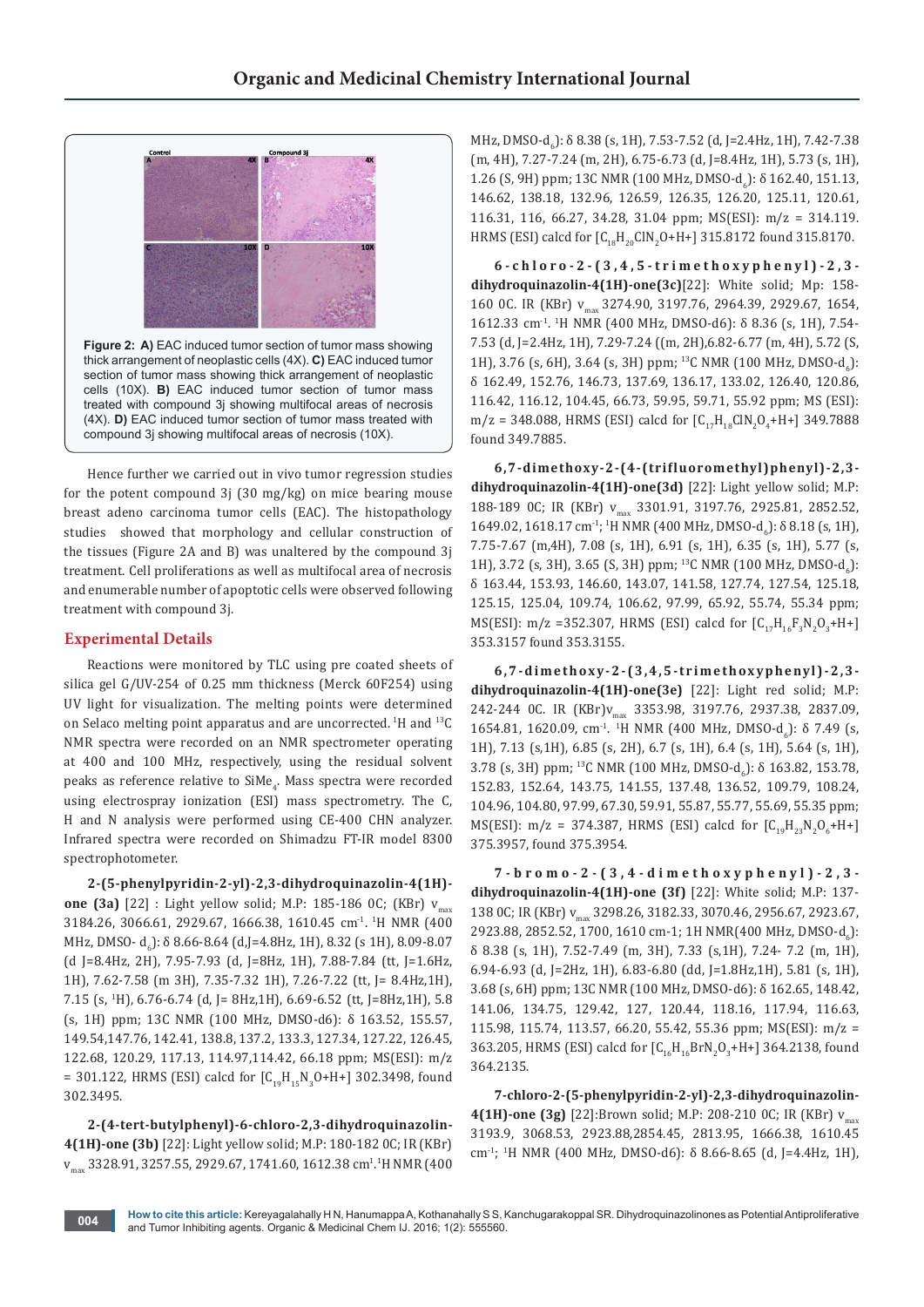**Figure 2: A)** EAC induced tumor section of tumor mass showing thick arrangement of neoplastic cells (4X). **C)** EAC induced tumor section of tumor mass showing thick arrangement of neoplastic cells (10X). **B)** EAC induced tumor section of tumor mass treated with compound 3j showing multifocal areas of necrosis (4X). **D)** EAC induced tumor section of tumor mass treated with compound 3j showing multifocal areas of necrosis (10X).

Hence further we carried out in vivo tumor regression studies for the potent compound 3j (30 mg/kg) on mice bearing mouse breast adeno carcinoma tumor cells (EAC). The histopathology studies showed that morphology and cellular construction of the tissues (Figure 2A and B) was unaltered by the compound 3j treatment. Cell proliferations as well as multifocal area of necrosis and enumerable number of apoptotic cells were observed following treatment with compound 3j.

## Experimental Details

Reactions were monitored by TLC using pre coated sheets of silica gel G/UV-254 of 0.25 mm thickness (Merck 60F254) using UV light for visualization. The melting points were determined on Selaco melting point apparatus and are uncorrected. $^1$H and $^{13}$C NMR spectra were recorded on an NMR spectrometer operating at 400 and 100 MHz, respectively, using the residual solvent peaks as reference relative to $SiMe_4$. Mass spectra were recorded using electrospray ionization (ESI) mass spectrometry. The C, H and N analysis were performed using CE-400 CHN analyzer. Infrared spectra were recorded on Shimadzu FT-IR model 8300 spectrophotometer.

**2-(5-phenylpyridin-2-yl)-2,3-dihydroquinazolin-4(1H)-one (3a)** [22] : Light yellow solid; M.P: 185-186 0C; (KBr) $v_{max}$ 3184.26, 3066.61, 2929.67, 1666.38, 1610.45 cm$^{-1}$. $^1$H NMR (400 MHz, DMSO- d$_6$): δ 8.66-8.64 (d,J=4.8Hz, 1H), 8.32 (s 1H), 8.09-8.07 (d J=8.4Hz, 2H), 7.95-7.93 (d, J=8Hz, 1H), 7.88-7.84 (tt, J=1.6Hz, 1H), 7.62-7.58 (m 3H), 7.35-7.32 1H), 7.26-7.22 (tt, J= 8.4Hz,1H), 7.15 (s, $^1$H), 6.76-6.74 (d, J= 8Hz,1H), 6.69-6.52 (tt, J=8Hz,1H), 5.8 (s, 1H) ppm; 13C NMR (100 MHz, DMSO-d6): δ 163.52, 155.57, 149.54,147.76, 142.41, 138.8, 137.2, 133.3, 127.34, 127.22, 126.45, 122.68, 120.29, 117.13, 114.97,114.42, 66.18 ppm; MS(ESI): m/z = 301.122, HRMS (ESI) calcd for [$C_{19}H_{15}N_3$O+H+] 302.3498, found 302.3495.

**2-(4-tert-butylphenyl)-6-chloro-2,3-dihydroquinazolin-4(1H)-one (3b)** [22]: Light yellow solid; M.P: 180-182 0C; IR (KBr) $v_{max}$ 3328.91, 3257.55, 2929.67, 1741.60, 1612.38 cm$^1$.$^1$H NMR (400 MHz, DMSO-d$_6$): δ 8.38 (s, 1H), 7.53-7.52 (d, J=2.4Hz, 1H), 7.42-7.38 (m, 4H), 7.27-7.24 (m, 2H), 6.75-6.73 (d, J=8.4Hz, 1H), 5.73 (s, 1H), 1.26 (S, 9H) ppm; 13C NMR (100 MHz, DMSO-d$_6$): δ 162.40, 151.13, 146.62, 138.18, 132.96, 126.59, 126.35, 126.20, 125.11, 120.61, 116.31, 116, 66.27, 34.28, 31.04 ppm; MS(ESI): m/z = 314.119. HRMS (ESI) calcd for [$C_{18}H_{20}ClN_2$O+H+] 315.8172 found 315.8170.

**6-chloro-2-(3,4,5-trimethoxyphenyl)-2,3-dihydroquinazolin-4(1H)-one(3c)**[22]: White solid; Mp: 158-160 0C. IR (KBr) $v_{max}$ 3274.90, 3197.76, 2964.39, 2929.67, 1654, 1612.33 cm$^{-1}$. $^1$H NMR (400 MHz, DMSO-d6): δ 8.36 (s, 1H), 7.54-7.53 (d, J=2.4Hz, 1H), 7.29-7.24 ((m, 2H),6.82-6.77 (m, 4H), 5.72 (S, 1H), 3.76 (s, 6H), 3.64 (s, 3H) ppm; $^{13}$C NMR (100 MHz, DMSO-d$_6$): δ 162.49, 152.76, 146.73, 137.69, 136.17, 133.02, 126.40, 120.86, 116.42, 116.12, 104.45, 66.73, 59.95, 59.71, 55.92 ppm; MS (ESI): m/z = 348.088, HRMS (ESI) calcd for [$C_{17}H_{18}ClN_2O_4$+H+] 349.7888 found 349.7885.

**6,7-dimethoxy-2-(4-(trifluoromethyl)phenyl)-2,3-dihydroquinazolin-4(1H)-one(3d)** [22]: Light yellow solid; M.P: 188-189 0C; IR (KBr) $v_{max}$ 3301.91, 3197.76, 2925.81, 2852.52, 1649.02, 1618.17 cm$^{-1}$; $^1$H NMR (400 MHz, DMSO-d$_6$): δ 8.18 (s, 1H), 7.75-7.67 (m,4H), 7.08 (s, 1H), 6.91 (s, 1H), 6.35 (s, 1H), 5.77 (s, 1H), 3.72 (s, 3H), 3.65 (S, 3H) ppm; $^{13}$C NMR (100 MHz, DMSO-d$_6$): δ 163.44, 153.93, 146.60, 143.07, 141.58, 127.74, 127.54, 125.18, 125.15, 125.04, 109.74, 106.62, 97.99, 65.92, 55.74, 55.34 ppm; MS(ESI): m/z =352.307, HRMS (ESI) calcd for [$C_{17}H_{16}F_3N_2O_3$+H+] 353.3157 found 353.3155.

**6,7-dimethoxy-2-(3,4,5-trimethoxyphenyl)-2,3-dihydroquinazolin-4(1H)-one(3e)** [22]: Light red solid; M.P: 242-244 0C. IR (KBr)$v_{max}$ 3353.98, 3197.76, 2937.38, 2837.09, 1654.81, 1620.09, cm$^{-1}$. $^1$H NMR (400 MHz, DMSO-d$_6$): δ 7.49 (s, 1H), 7.13 (s,1H), 6.85 (s, 2H), 6.7 (s, 1H), 6.4 (s, 1H), 5.64 (s, 1H), 3.78 (s, 3H) ppm; $^{13}$C NMR (100 MHz, DMSO-d$_6$): δ 163.82, 153.78, 152.83, 152.64, 143.75, 141.55, 137.48, 136.52, 109.79, 108.24, 104.96, 104.80, 97.99, 67.30, 59.91, 55.87, 55.77, 55.69, 55.35 ppm; MS(ESI): m/z = 374.387, HRMS (ESI) calcd for [$C_{19}H_{23}N_2O_6$+H+] 375.3957, found 375.3954.

**7-bromo-2-(3,4-dimethoxyphenyl)-2,3-dihydroquinazolin-4(1H)-one (3f)** [22]: White solid; M.P: 137-138 0C; IR (KBr) $v_{max}$ 3298.26, 3182.33, 3070.46, 2956.67, 2923.67, 2923.88, 2852.52, 1700, 1610 cm-1; 1H NMR(400 MHz, DMSO-d$_6$): δ 8.38 (s, 1H), 7.52-7.49 (m, 3H), 7.33 (s,1H), 7.24- 7.2 (m, 1H), 6.94-6.93 (d, J=2Hz, 1H), 6.83-6.80 (dd, J=1.8Hz,1H), 5.81 (s, 1H), 3.68 (s, 6H) ppm; 13C NMR (100 MHz, DMSO-d6): δ 162.65, 148.42, 141.06, 134.75, 129.42, 127, 120.44, 118.16, 117.94, 116.63, 115.98, 115.74, 113.57, 66.20, 55.42, 55.36 ppm; MS(ESI): m/z = 363.205, HRMS (ESI) calcd for [$C_{16}H_{16}BrN_2O_3$+H+] 364.2138, found 364.2135.

**7-chloro-2-(5-phenylpyridin-2-yl)-2,3-dihydroquinazolin-4(1H)-one (3g)** [22]:Brown solid; M.P: 208-210 0C; IR (KBr) $v_{max}$ 3193.9, 3068.53, 2923.88,2854.45, 2813.95, 1666.38, 1610.45 cm$^{-1}$; $^1$H NMR (400 MHz, DMSO-d6): δ 8.66-8.65 (d, J=4.4Hz, 1H),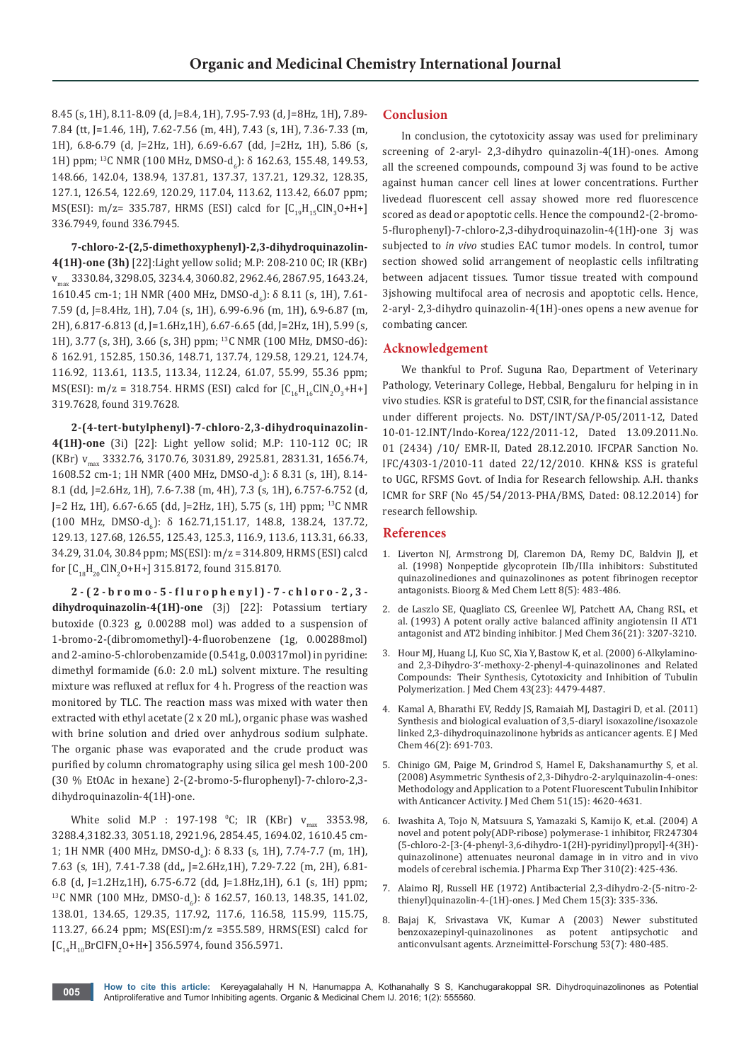8.45 (s, 1H), 8.11-8.09 (d, J=8.4, 1H), 7.95-7.93 (d, J=8Hz, 1H), 7.89-7.84 (tt, J=1.46, 1H), 7.62-7.56 (m, 4H), 7.43 (s, 1H), 7.36-7.33 (m, 1H), 6.8-6.79 (d, J=2Hz, 1H), 6.69-6.67 (dd, J=2Hz, 1H), 5.86 (s, 1H) ppm; $^{13}$C NMR (100 MHz, DMSO-$d_6$): δ 162.63, 155.48, 149.53, 148.66, 142.04, 138.94, 137.81, 137.37, 137.21, 129.32, 128.35, 127.1, 126.54, 122.69, 120.29, 117.04, 113.62, 113.42, 66.07 ppm; MS(ESI): m/z= 335.787, HRMS (ESI) calcd for [$C_{19}H_{15}ClN_3O$+H+] 336.7949, found 336.7945.

**7-chloro-2-(2,5-dimethoxyphenyl)-2,3-dihydroquinazolin-4(1H)-one (3h)** [22]:Light yellow solid; M.P: 208-210 0C; IR (KBr) $v_{max}$ 3330.84, 3298.05, 3234.4, 3060.82, 2962.46, 2867.95, 1643.24, 1610.45 cm-1; 1H NMR (400 MHz, DMSO-$d_6$): δ 8.11 (s, 1H), 7.61-7.59 (d, J=8.4Hz, 1H), 7.04 (s, 1H), 6.99-6.96 (m, 1H), 6.9-6.87 (m, 2H), 6.817-6.813 (d, J=1.6Hz,1H), 6.67-6.65 (dd, J=2Hz, 1H), 5.99 (s, 1H), 3.77 (s, 3H), 3.66 (s, 3H) ppm; $^{13}$C NMR (100 MHz, DMSO-d6): δ 162.91, 152.85, 150.36, 148.71, 137.74, 129.58, 129.21, 124.74, 116.92, 113.61, 113.5, 113.34, 112.24, 61.07, 55.99, 55.36 ppm; MS(ESI): m/z = 318.754. HRMS (ESI) calcd for [$C_{16}H_{16}ClN_2O_3$+H+] 319.7628, found 319.7628.

**2-(4-tert-butylphenyl)-7-chloro-2,3-dihydroquinazolin-4(1H)-one** (3i) [22]: Light yellow solid; M.P: 110-112 0C; IR (KBr) $v_{max}$ 3332.76, 3170.76, 3031.89, 2925.81, 2831.31, 1656.74, 1608.52 cm-1; 1H NMR (400 MHz, DMSO-$d_6$): δ 8.31 (s, 1H), 8.14-8.1 (dd, J=2.6Hz, 1H), 7.6-7.38 (m, 4H), 7.3 (s, 1H), 6.757-6.752 (d, J=2 Hz, 1H), 6.67-6.65 (dd, J=2Hz, 1H), 5.75 (s, 1H) ppm; $^{13}$C NMR (100 MHz, DMSO-$d_6$): δ 162.71,151.17, 148.8, 138.24, 137.72, 129.13, 127.68, 126.55, 125.43, 125.3, 116.9, 113.6, 113.31, 66.33, 34.29, 31.04, 30.84 ppm; MS(ESI): m/z = 314.809, HRMS (ESI) calcd for [$C_{18}H_{20}ClN_2O$+H+] 315.8172, found 315.8170.

**2-(2-bromo-5-flurophenyl)-7-chloro-2,3-dihydroquinazolin-4(1H)-one** (3j) [22]: Potassium tertiary butoxide (0.323 g, 0.00288 mol) was added to a suspension of 1-bromo-2-(dibromomethyl)-4-fluorobenzene (1g, 0.00288mol) and 2-amino-5-chlorobenzamide (0.541g, 0.00317mol) in pyridine: dimethyl formamide (6.0: 2.0 mL) solvent mixture. The resulting mixture was refluxed at reflux for 4 h. Progress of the reaction was monitored by TLC. The reaction mass was mixed with water then extracted with ethyl acetate (2 x 20 mL), organic phase was washed with brine solution and dried over anhydrous sodium sulphate. The organic phase was evaporated and the crude product was purified by column chromatography using silica gel mesh 100-200 (30 % EtOAc in hexane) 2-(2-bromo-5-flurophenyl)-7-chloro-2,3-dihydroquinazolin-4(1H)-one.

White solid M.P : 197-198 $^0$C; IR (KBr) $v_{max}$ 3353.98, 3288.4,3182.33, 3051.18, 2921.96, 2854.45, 1694.02, 1610.45 cm-1; 1H NMR (400 MHz, DMSO-$d_6$): δ 8.33 (s, 1H), 7.74-7.7 (m, 1H), 7.63 (s, 1H), 7.41-7.38 (dd,, J=2.6Hz,1H), 7.29-7.22 (m, 2H), 6.81-6.8 (d, J=1.2Hz,1H), 6.75-6.72 (dd, J=1.8Hz,1H), 6.1 (s, 1H) ppm; $^{13}$C NMR (100 MHz, DMSO-$d_6$): δ 162.57, 160.13, 148.35, 141.02, 138.01, 134.65, 129.35, 117.92, 117.6, 116.58, 115.99, 115.75, 113.27, 66.24 ppm; MS(ESI):m/z =355.589, HRMS(ESI) calcd for [$C_{14}H_{10}BrClFN_2O$+H+] 356.5974, found 356.5971.

## Conclusion

In conclusion, the cytotoxicity assay was used for preliminary screening of 2-aryl- 2,3-dihydro quinazolin-4(1H)-ones. Among all the screened compounds, compound 3j was found to be active against human cancer cell lines at lower concentrations. Further livedead fluorescent cell assay showed more red fluorescence scored as dead or apoptotic cells. Hence the compound2-(2-bromo-5-flurophenyl)-7-chloro-2,3-dihydroquinazolin-4(1H)-one 3j was subjected to *in vivo* studies EAC tumor models. In control, tumor section showed solid arrangement of neoplastic cells infiltrating between adjacent tissues. Tumor tissue treated with compound 3jshowing multifocal area of necrosis and apoptotic cells. Hence, 2-aryl- 2,3-dihydro quinazolin-4(1H)-ones opens a new avenue for combating cancer.

## Acknowledgement

We thankful to Prof. Suguna Rao, Department of Veterinary Pathology, Veterinary College, Hebbal, Bengaluru for helping in in vivo studies. KSR is grateful to DST, CSIR, for the financial assistance under different projects. No. DST/INT/SA/P-05/2011-12, Dated 10-01-12.INT/Indo-Korea/122/2011-12, Dated 13.09.2011.No. 01 (2434) /10/ EMR-II, Dated 28.12.2010. IFCPAR Sanction No. IFC/4303-1/2010-11 dated 22/12/2010. KHN& KSS is grateful to UGC, RFSMS Govt. of India for Research fellowship. A.H. thanks ICMR for SRF (No 45/54/2013-PHA/BMS, Dated: 08.12.2014) for research fellowship.

## References

1. Liverton NJ, Armstrong DJ, Claremon DA, Remy DC, Baldvin JJ, et al. (1998) Nonpeptide glycoprotein IIb/IIIa inhibitors: Substituted quinazolinediones and quinazolinones as potent fibrinogen receptor antagonists. Bioorg & Med Chem Lett 8(5): 483-486.
2. de Laszlo SE, Quagliato CS, Greenlee WJ, Patchett AA, Chang RSL, et al. (1993) A potent orally active balanced affinity angiotensin II AT1 antagonist and AT2 binding inhibitor. J Med Chem 36(21): 3207-3210.
3. Hour MJ, Huang LJ, Kuo SC, Xia Y, Bastow K, et al. (2000) 6-Alkylamino- and 2,3-Dihydro-3′-methoxy-2-phenyl-4-quinazolinones and Related Compounds: Their Synthesis, Cytotoxicity and Inhibition of Tubulin Polymerization. J Med Chem 43(23): 4479-4487.
4. Kamal A, Bharathi EV, Reddy JS, Ramaiah MJ, Dastagiri D, et al. (2011) Synthesis and biological evaluation of 3,5-diaryl isoxazoline/isoxazole linked 2,3-dihydroquinazolinone hybrids as anticancer agents. E J Med Chem 46(2): 691-703.
5. Chinigo GM, Paige M, Grindrod S, Hamel E, Dakshanamurthy S, et al. (2008) Asymmetric Synthesis of 2,3-Dihydro-2-arylquinazolin-4-ones: Methodology and Application to a Potent Fluorescent Tubulin Inhibitor with Anticancer Activity. J Med Chem 51(15): 4620-4631.
6. Iwashita A, Tojo N, Matsuura S, Yamazaki S, Kamijo K, et.al. (2004) A novel and potent poly(ADP-ribose) polymerase-1 inhibitor, FR247304 (5-chloro-2-[3-(4-phenyl-3,6-dihydro-1(2H)-pyridinyl)propyl]-4(3H)-quinazolinone) attenuates neuronal damage in in vitro and in vivo models of cerebral ischemia. J Pharma Exp Ther 310(2): 425-436.
7. Alaimo RJ, Russell HE (1972) Antibacterial 2,3-dihydro-2-(5-nitro-2-thienyl)quinazolin-4-(1H)-ones. J Med Chem 15(3): 335-336.
8. Bajaj K, Srivastava VK, Kumar A (2003) Newer substituted benzoxazepinyl-quinazolinones as potent antipsychotic and anticonvulsant agents. Arzneimittel-Forschung 53(7): 480-485.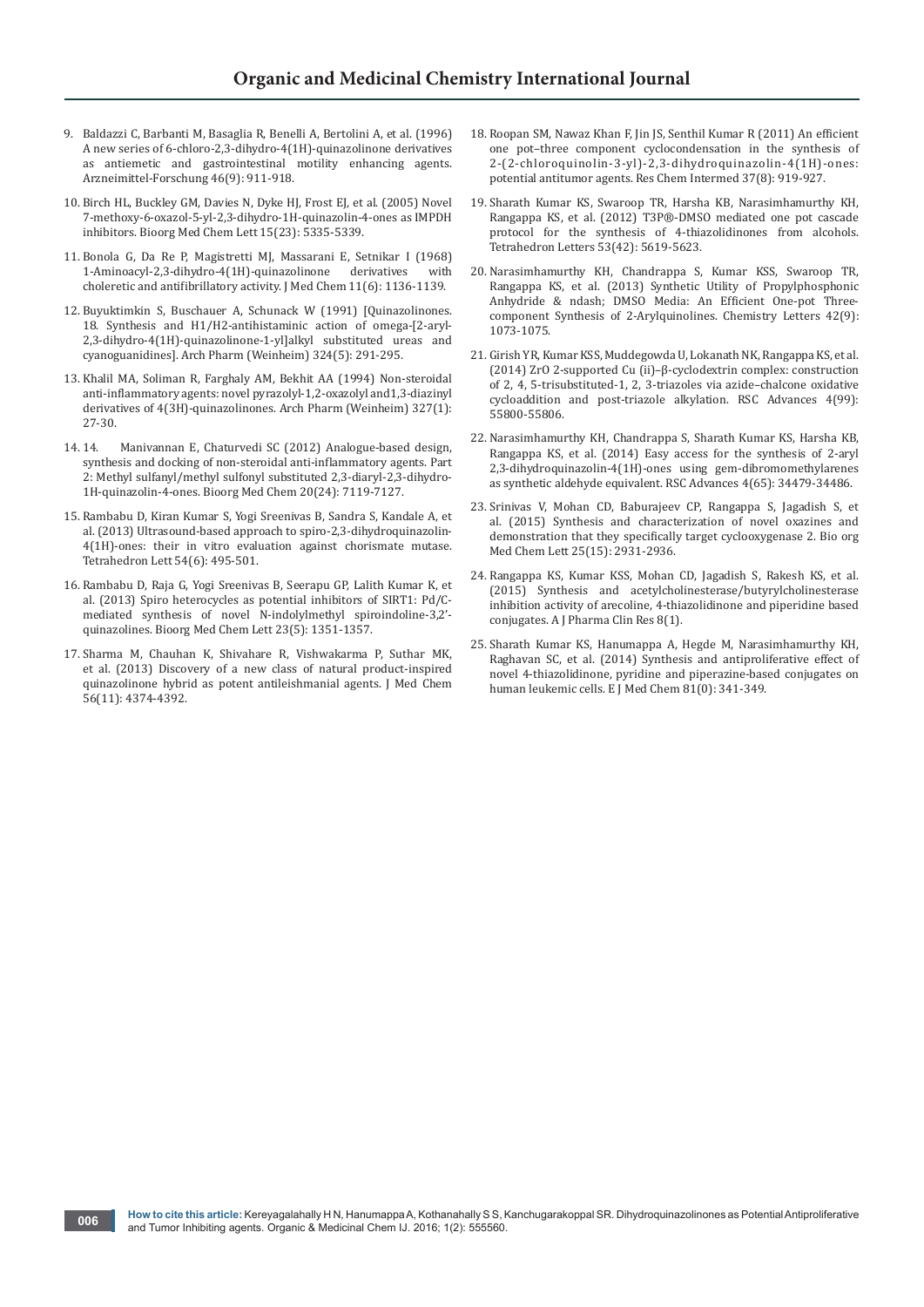9. Baldazzi C, Barbanti M, Basaglia R, Benelli A, Bertolini A, et al. (1996) A new series of 6-chloro-2,3-dihydro-4(1H)-quinazolinone derivatives as antiemetic and gastrointestinal motility enhancing agents. Arzneimittel-Forschung 46(9): 911-918.

10. Birch HL, Buckley GM, Davies N, Dyke HJ, Frost EJ, et al. (2005) Novel 7-methoxy-6-oxazol-5-yl-2,3-dihydro-1H-quinazolin-4-ones as IMPDH inhibitors. Bioorg Med Chem Lett 15(23): 5335-5339.

11. Bonola G, Da Re P, Magistretti MJ, Massarani E, Setnikar I (1968) 1-Aminoacyl-2,3-dihydro-4(1H)-quinazolinone derivatives with choleretic and antifibrillatory activity. J Med Chem 11(6): 1136-1139.

12. Buyuktimkin S, Buschauer A, Schunack W (1991) [Quinazolinones. 18. Synthesis and H1/H2-antihistaminic action of omega-[2-aryl-2,3-dihydro-4(1H)-quinazolinone-1-yl]alkyl substituted ureas and cyanoguanidines]. Arch Pharm (Weinheim) 324(5): 291-295.

13. Khalil MA, Soliman R, Farghaly AM, Bekhit AA (1994) Non-steroidal anti-inflammatory agents: novel pyrazolyl-1,2-oxazolyl and1,3-diazinyl derivatives of 4(3H)-quinazolinones. Arch Pharm (Weinheim) 327(1): 27-30.

14. 14. Manivannan E, Chaturvedi SC (2012) Analogue-based design, synthesis and docking of non-steroidal anti-inflammatory agents. Part 2: Methyl sulfanyl/methyl sulfonyl substituted 2,3-diaryl-2,3-dihydro-1H-quinazolin-4-ones. Bioorg Med Chem 20(24): 7119-7127.

15. Rambabu D, Kiran Kumar S, Yogi Sreenivas B, Sandra S, Kandale A, et al. (2013) Ultrasound-based approach to spiro-2,3-dihydroquinazolin-4(1H)-ones: their in vitro evaluation against chorismate mutase. Tetrahedron Lett 54(6): 495-501.

16. Rambabu D, Raja G, Yogi Sreenivas B, Seerapu GP, Lalith Kumar K, et al. (2013) Spiro heterocycles as potential inhibitors of SIRT1: Pd/C-mediated synthesis of novel N-indolylmethyl spiroindoline-3,2'-quinazolines. Bioorg Med Chem Lett 23(5): 1351-1357.

17. Sharma M, Chauhan K, Shivahare R, Vishwakarma P, Suthar MK, et al. (2013) Discovery of a new class of natural product-inspired quinazolinone hybrid as potent antileishmanial agents. J Med Chem 56(11): 4374-4392.

18. Roopan SM, Nawaz Khan F, Jin JS, Senthil Kumar R (2011) An efficient one pot–three component cyclocondensation in the synthesis of 2-(2-chloroquinolin-3-yl)-2,3-dihydroquinazolin-4(1H)-ones: potential antitumor agents. Res Chem Intermed 37(8): 919-927.

19. Sharath Kumar KS, Swaroop TR, Harsha KB, Narasimhamurthy KH, Rangappa KS, et al. (2012) T3P®-DMSO mediated one pot cascade protocol for the synthesis of 4-thiazolidinones from alcohols. Tetrahedron Letters 53(42): 5619-5623.

20. Narasimhamurthy KH, Chandrappa S, Kumar KSS, Swaroop TR, Rangappa KS, et al. (2013) Synthetic Utility of Propylphosphonic Anhydride & ndash; DMSO Media: An Efficient One-pot Three-component Synthesis of 2-Arylquinolines. Chemistry Letters 42(9): 1073-1075.

21. Girish YR, Kumar KSS, Muddegowda U, Lokanath NK, Rangappa KS, et al. (2014) ZrO 2-supported Cu (ii)–β-cyclodextrin complex: construction of 2, 4, 5-trisubstituted-1, 2, 3-triazoles via azide–chalcone oxidative cycloaddition and post-triazole alkylation. RSC Advances 4(99): 55800-55806.

22. Narasimhamurthy KH, Chandrappa S, Sharath Kumar KS, Harsha KB, Rangappa KS, et al. (2014) Easy access for the synthesis of 2-aryl 2,3-dihydroquinazolin-4(1H)-ones using gem-dibromomethylarenes as synthetic aldehyde equivalent. RSC Advances 4(65): 34479-34486.

23. Srinivas V, Mohan CD, Baburajeev CP, Rangappa S, Jagadish S, et al. (2015) Synthesis and characterization of novel oxazines and demonstration that they specifically target cyclooxygenase 2. Bio org Med Chem Lett 25(15): 2931-2936.

24. Rangappa KS, Kumar KSS, Mohan CD, Jagadish S, Rakesh KS, et al. (2015) Synthesis and acetylcholinesterase/butyrylcholinesterase inhibition activity of arecoline, 4-thiazolidinone and piperidine based conjugates. A J Pharma Clin Res 8(1).

25. Sharath Kumar KS, Hanumappa A, Hegde M, Narasimhamurthy KH, Raghavan SC, et al. (2014) Synthesis and antiproliferative effect of novel 4-thiazolidinone, pyridine and piperazine-based conjugates on human leukemic cells. E J Med Chem 81(0): 341-349.